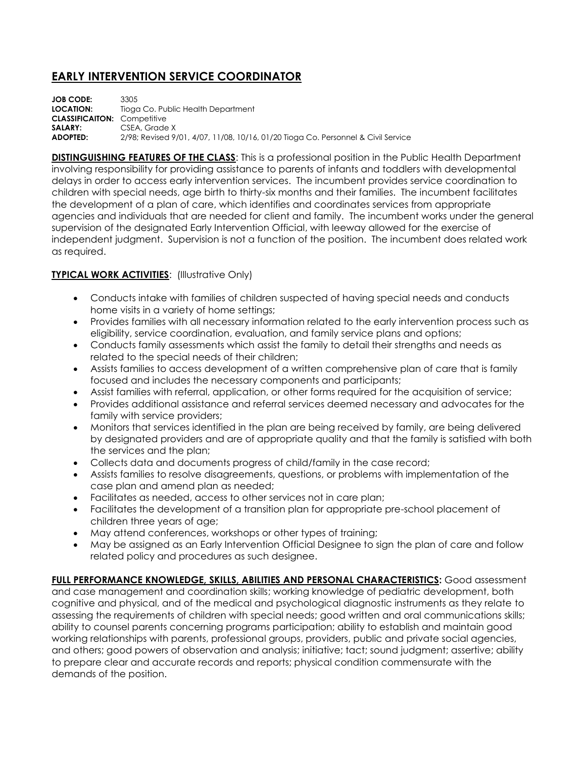# EARLY INTERVENTION SERVICE COORDINATOR

**JOB CODE:** 3305
**LOCATION:** Tioga Co. Public Health Department
**CLASSIFICAITON:** Competitive
**SALARY:** CSEA, Grade X
**ADOPTED:** 2/98; Revised 9/01, 4/07, 11/08, 10/16, 01/20 Tioga Co. Personnel & Civil Service

**DISTINGUISHING FEATURES OF THE CLASS**: This is a professional position in the Public Health Department involving responsibility for providing assistance to parents of infants and toddlers with developmental delays in order to access early intervention services. The incumbent provides service coordination to children with special needs, age birth to thirty-six months and their families. The incumbent facilitates the development of a plan of care, which identifies and coordinates services from appropriate agencies and individuals that are needed for client and family. The incumbent works under the general supervision of the designated Early Intervention Official, with leeway allowed for the exercise of independent judgment. Supervision is not a function of the position. The incumbent does related work as required.

**TYPICAL WORK ACTIVITIES**: (Illustrative Only)

- Conducts intake with families of children suspected of having special needs and conducts home visits in a variety of home settings;
- Provides families with all necessary information related to the early intervention process such as eligibility, service coordination, evaluation, and family service plans and options;
- Conducts family assessments which assist the family to detail their strengths and needs as related to the special needs of their children;
- Assists families to access development of a written comprehensive plan of care that is family focused and includes the necessary components and participants;
- Assist families with referral, application, or other forms required for the acquisition of service;
- Provides additional assistance and referral services deemed necessary and advocates for the family with service providers;
- Monitors that services identified in the plan are being received by family, are being delivered by designated providers and are of appropriate quality and that the family is satisfied with both the services and the plan;
- Collects data and documents progress of child/family in the case record;
- Assists families to resolve disagreements, questions, or problems with implementation of the case plan and amend plan as needed;
- Facilitates as needed, access to other services not in care plan;
- Facilitates the development of a transition plan for appropriate pre-school placement of children three years of age;
- May attend conferences, workshops or other types of training;
- May be assigned as an Early Intervention Official Designee to sign the plan of care and follow related policy and procedures as such designee.

**FULL PERFORMANCE KNOWLEDGE, SKILLS, ABILITIES AND PERSONAL CHARACTERISTICS:** Good assessment and case management and coordination skills; working knowledge of pediatric development, both cognitive and physical, and of the medical and psychological diagnostic instruments as they relate to assessing the requirements of children with special needs; good written and oral communications skills; ability to counsel parents concerning programs participation; ability to establish and maintain good working relationships with parents, professional groups, providers, public and private social agencies, and others; good powers of observation and analysis; initiative; tact; sound judgment; assertive; ability to prepare clear and accurate records and reports; physical condition commensurate with the demands of the position.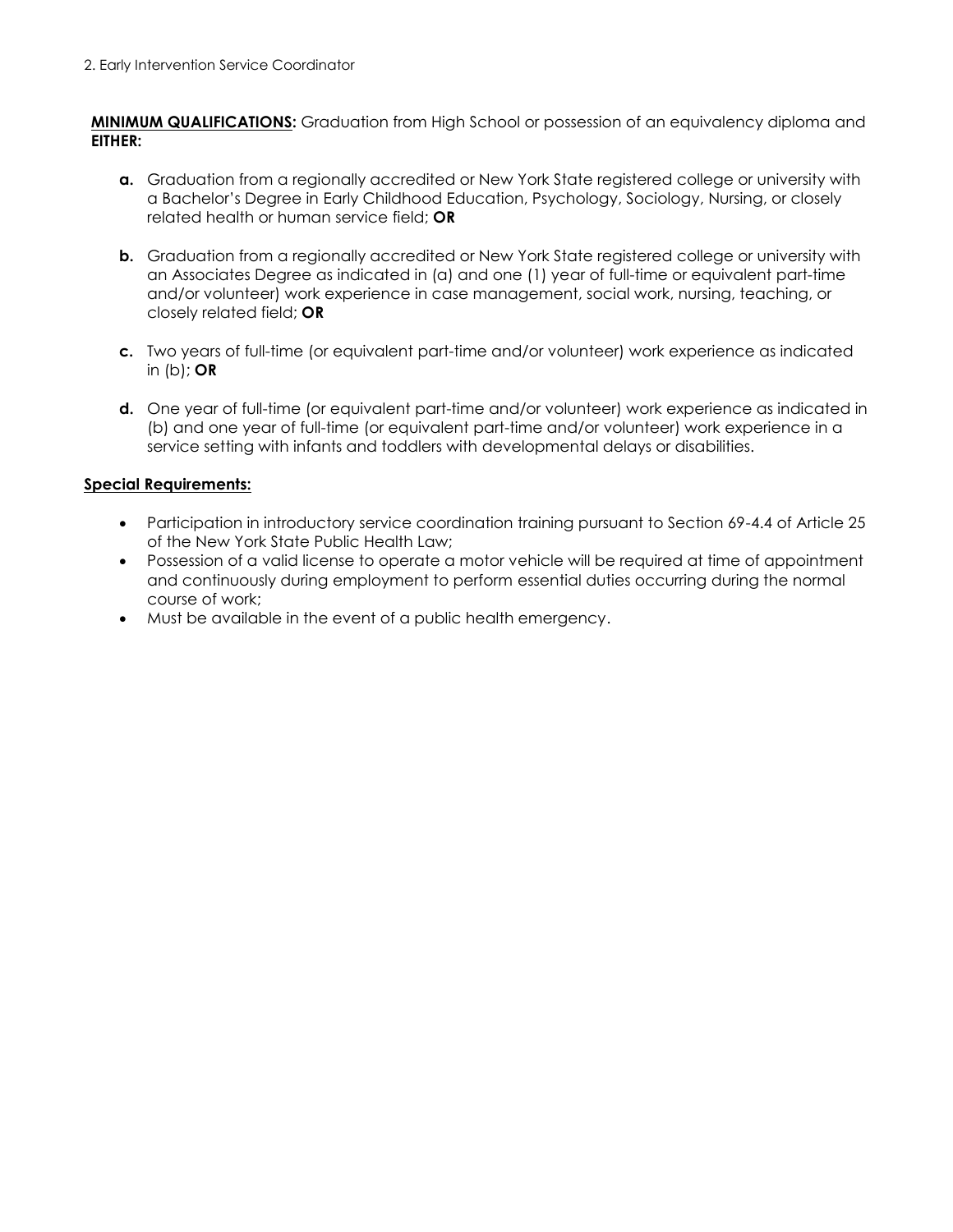**MINIMUM QUALIFICATIONS:** Graduation from High School or possession of an equivalency diploma and **EITHER:**

- **a.** Graduation from a regionally accredited or New York State registered college or university with a Bachelor's Degree in Early Childhood Education, Psychology, Sociology, Nursing, or closely related health or human service field; **OR**

- **b.** Graduation from a regionally accredited or New York State registered college or university with an Associates Degree as indicated in (a) and one (1) year of full-time or equivalent part-time and/or volunteer) work experience in case management, social work, nursing, teaching, or closely related field; **OR**

- **c.** Two years of full-time (or equivalent part-time and/or volunteer) work experience as indicated in (b); **OR**

- **d.** One year of full-time (or equivalent part-time and/or volunteer) work experience as indicated in (b) and one year of full-time (or equivalent part-time and/or volunteer) work experience in a service setting with infants and toddlers with developmental delays or disabilities.

**Special Requirements:**

- Participation in introductory service coordination training pursuant to Section 69-4.4 of Article 25 of the New York State Public Health Law;
- Possession of a valid license to operate a motor vehicle will be required at time of appointment and continuously during employment to perform essential duties occurring during the normal course of work;
- Must be available in the event of a public health emergency.